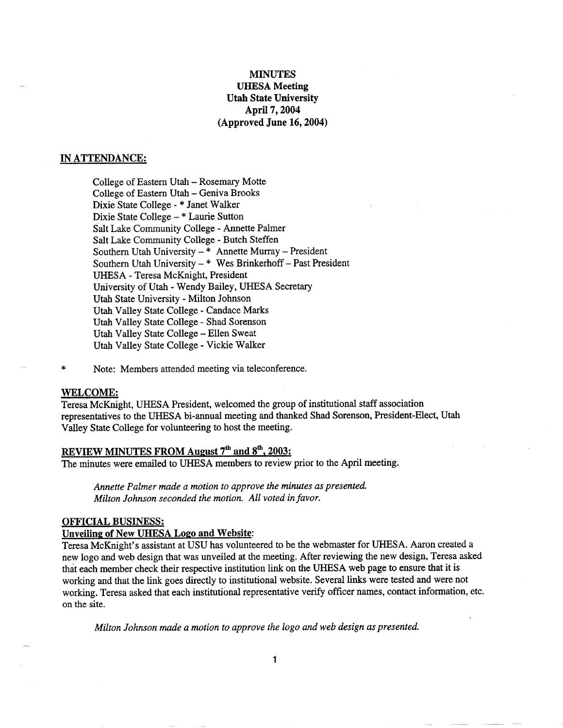**MINUTES**
**UHESA Meeting**
**Utah State University**
**April 7, 2004**
**(Approved June 16, 2004)**

## IN ATTENDANCE:

College of Eastern Utah – Rosemary Motte
College of Eastern Utah – Geniva Brooks
Dixie State College - * Janet Walker
Dixie State College – * Laurie Sutton
Salt Lake Community College - Annette Palmer
Salt Lake Community College - Butch Steffen
Southern Utah University – * Annette Murray – President
Southern Utah University – * Wes Brinkerhoff – Past President
UHESA - Teresa McKnight, President
University of Utah - Wendy Bailey, UHESA Secretary
Utah State University - Milton Johnson
Utah Valley State College - Candace Marks
Utah Valley State College - Shad Sorenson
Utah Valley State College – Ellen Sweat
Utah Valley State College - Vickie Walker

\* Note: Members attended meeting via teleconference.

## WELCOME:

Teresa McKnight, UHESA President, welcomed the group of institutional staff association representatives to the UHESA bi-annual meeting and thanked Shad Sorenson, President-Elect, Utah Valley State College for volunteering to host the meeting.

## REVIEW MINUTES FROM August 7th and 8th, 2003:

The minutes were emailed to UHESA members to review prior to the April meeting.

*Annette Palmer made a motion to approve the minutes as presented.*
*Milton Johnson seconded the motion. All voted in favor.*

## OFFICIAL BUSINESS:

### Unveiling of New UHESA Logo and Website:

Teresa McKnight's assistant at USU has volunteered to be the webmaster for UHESA. Aaron created a new logo and web design that was unveiled at the meeting. After reviewing the new design, Teresa asked that each member check their respective institution link on the UHESA web page to ensure that it is working and that the link goes directly to institutional website. Several links were tested and were not working. Teresa asked that each institutional representative verify officer names, contact information, etc. on the site.

*Milton Johnson made a motion to approve the logo and web design as presented.*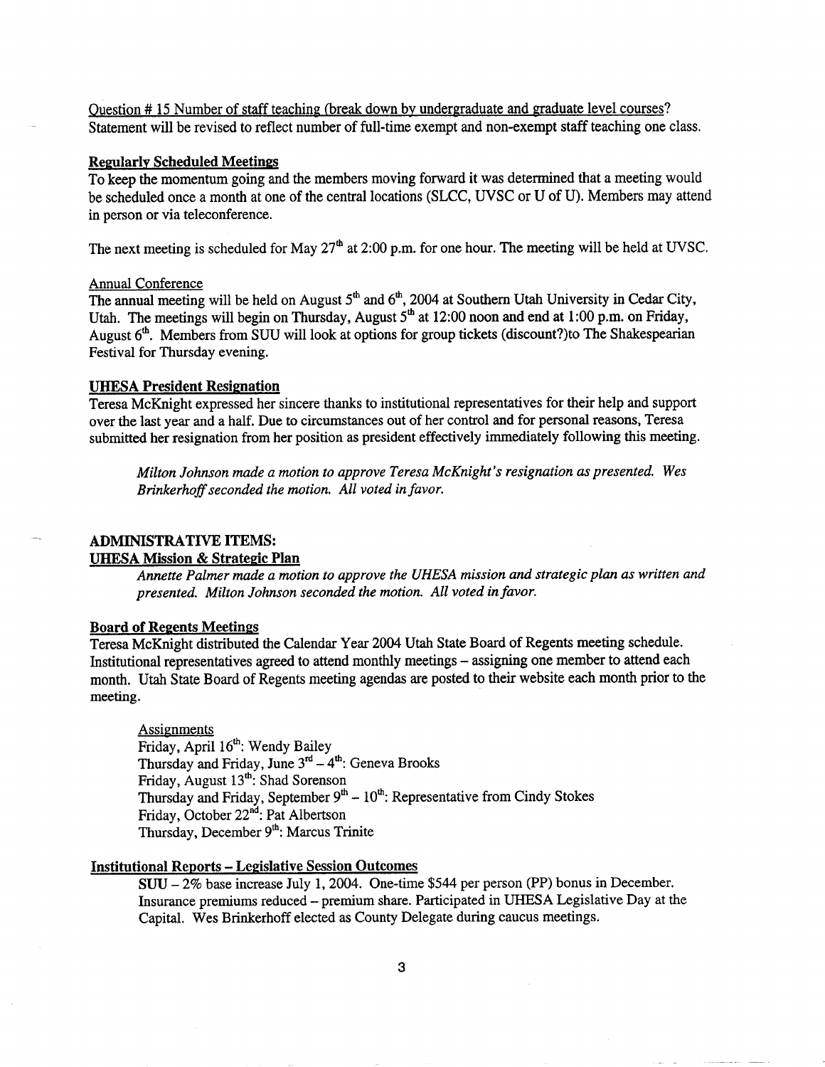Question # 15 Number of staff teaching (break down by undergraduate and graduate level courses?
Statement will be revised to reflect number of full-time exempt and non-exempt staff teaching one class.

**Regularly Scheduled Meetings**
To keep the momentum going and the members moving forward it was determined that a meeting would be scheduled once a month at one of the central locations (SLCC, UVSC or U of U). Members may attend in person or via teleconference.

The next meeting is scheduled for May 27th at 2:00 p.m. for one hour. The meeting will be held at UVSC.

Annual Conference
The annual meeting will be held on August 5th and 6th, 2004 at Southern Utah University in Cedar City, Utah. The meetings will begin on Thursday, August 5th at 12:00 noon and end at 1:00 p.m. on Friday, August 6th. Members from SUU will look at options for group tickets (discount?)to The Shakespearian Festival for Thursday evening.

**UHESA President Resignation**
Teresa McKnight expressed her sincere thanks to institutional representatives for their help and support over the last year and a half. Due to circumstances out of her control and for personal reasons, Teresa submitted her resignation from her position as president effectively immediately following this meeting.

*Milton Johnson made a motion to approve Teresa McKnight's resignation as presented. Wes Brinkerhoff seconded the motion. All voted in favor.*

**ADMINISTRATIVE ITEMS:**
**UHESA Mission & Strategic Plan**

*Annette Palmer made a motion to approve the UHESA mission and strategic plan as written and presented. Milton Johnson seconded the motion. All voted in favor.*

**Board of Regents Meetings**
Teresa McKnight distributed the Calendar Year 2004 Utah State Board of Regents meeting schedule. Institutional representatives agreed to attend monthly meetings – assigning one member to attend each month. Utah State Board of Regents meeting agendas are posted to their website each month prior to the meeting.

Assignments
Friday, April 16th: Wendy Bailey
Thursday and Friday, June 3rd – 4th: Geneva Brooks
Friday, August 13th: Shad Sorenson
Thursday and Friday, September 9th – 10th: Representative from Cindy Stokes
Friday, October 22nd: Pat Albertson
Thursday, December 9th: Marcus Trinite

**Institutional Reports – Legislative Session Outcomes**

SUU – 2% base increase July 1, 2004. One-time $544 per person (PP) bonus in December. Insurance premiums reduced – premium share. Participated in UHESA Legislative Day at the Capital. Wes Brinkerhoff elected as County Delegate during caucus meetings.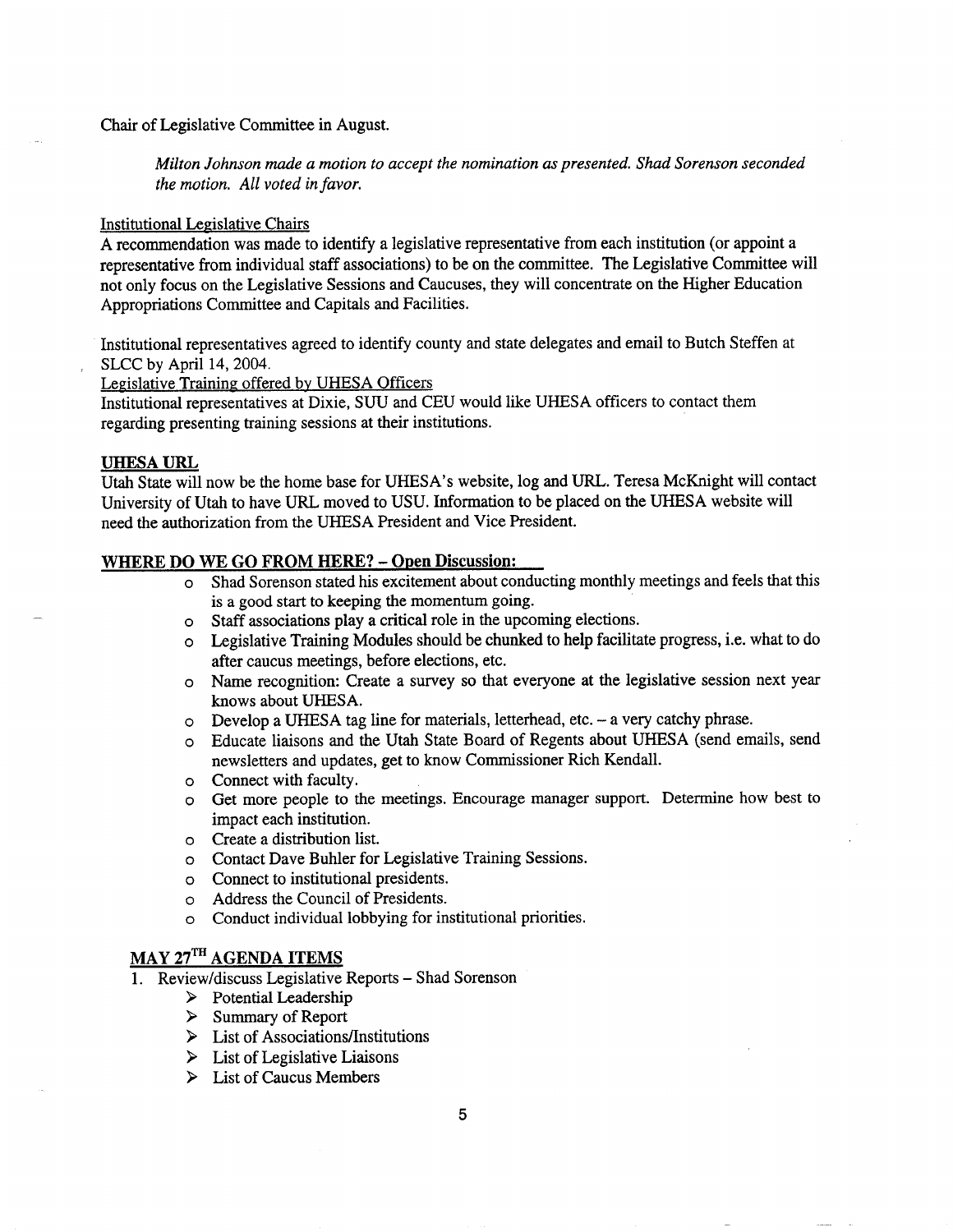Chair of Legislative Committee in August.

*Milton Johnson made a motion to accept the nomination as presented. Shad Sorenson seconded the motion. All voted in favor.*

Institutional Legislative Chairs

A recommendation was made to identify a legislative representative from each institution (or appoint a representative from individual staff associations) to be on the committee. The Legislative Committee will not only focus on the Legislative Sessions and Caucuses, they will concentrate on the Higher Education Appropriations Committee and Capitals and Facilities.

Institutional representatives agreed to identify county and state delegates and email to Butch Steffen at SLCC by April 14, 2004.

Legislative Training offered by UHESA Officers

Institutional representatives at Dixie, SUU and CEU would like UHESA officers to contact them regarding presenting training sessions at their institutions.

**UHESA URL**

Utah State will now be the home base for UHESA's website, log and URL. Teresa McKnight will contact University of Utah to have URL moved to USU. Information to be placed on the UHESA website will need the authorization from the UHESA President and Vice President.

**WHERE DO WE GO FROM HERE? – Open Discussion:**

- Shad Sorenson stated his excitement about conducting monthly meetings and feels that this is a good start to keeping the momentum going.
- Staff associations play a critical role in the upcoming elections.
- Legislative Training Modules should be chunked to help facilitate progress, i.e. what to do after caucus meetings, before elections, etc.
- Name recognition: Create a survey so that everyone at the legislative session next year knows about UHESA.
- Develop a UHESA tag line for materials, letterhead, etc. – a very catchy phrase.
- Educate liaisons and the Utah State Board of Regents about UHESA (send emails, send newsletters and updates, get to know Commissioner Rich Kendall.
- Connect with faculty.
- Get more people to the meetings. Encourage manager support. Determine how best to impact each institution.
- Create a distribution list.
- Contact Dave Buhler for Legislative Training Sessions.
- Connect to institutional presidents.
- Address the Council of Presidents.
- Conduct individual lobbying for institutional priorities.

**MAY 27TH AGENDA ITEMS**

1. Review/discuss Legislative Reports – Shad Sorenson
   - Potential Leadership
   - Summary of Report
   - List of Associations/Institutions
   - List of Legislative Liaisons
   - List of Caucus Members